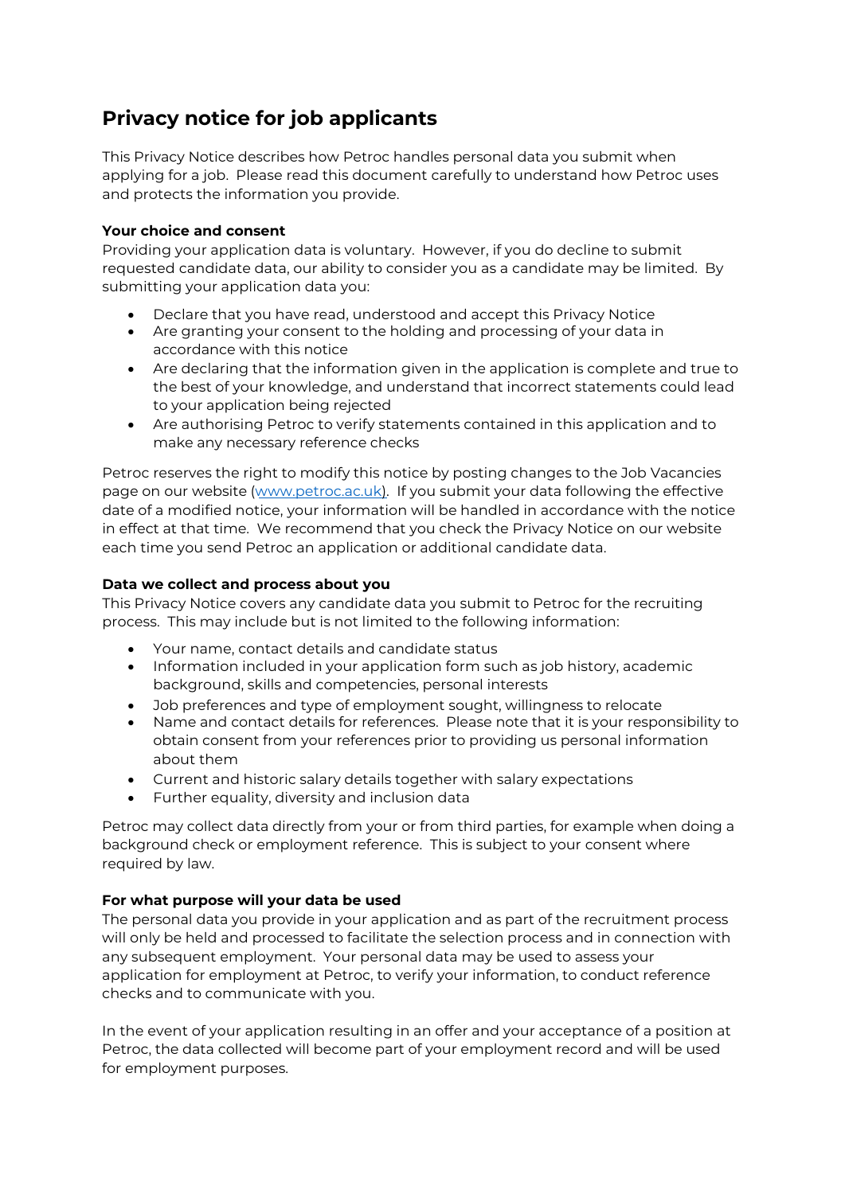# Privacy notice for job applicants

This Privacy Notice describes how Petroc handles personal data you submit when applying for a job. Please read this document carefully to understand how Petroc uses and protects the information you provide.

**Your choice and consent**

Providing your application data is voluntary. However, if you do decline to submit requested candidate data, our ability to consider you as a candidate may be limited. By submitting your application data you:

- Declare that you have read, understood and accept this Privacy Notice
- Are granting your consent to the holding and processing of your data in accordance with this notice
- Are declaring that the information given in the application is complete and true to the best of your knowledge, and understand that incorrect statements could lead to your application being rejected
- Are authorising Petroc to verify statements contained in this application and to make any necessary reference checks

Petroc reserves the right to modify this notice by posting changes to the Job Vacancies page on our website (www.petroc.ac.uk). If you submit your data following the effective date of a modified notice, your information will be handled in accordance with the notice in effect at that time. We recommend that you check the Privacy Notice on our website each time you send Petroc an application or additional candidate data.

**Data we collect and process about you**

This Privacy Notice covers any candidate data you submit to Petroc for the recruiting process. This may include but is not limited to the following information:

- Your name, contact details and candidate status
- Information included in your application form such as job history, academic background, skills and competencies, personal interests
- Job preferences and type of employment sought, willingness to relocate
- Name and contact details for references. Please note that it is your responsibility to obtain consent from your references prior to providing us personal information about them
- Current and historic salary details together with salary expectations
- Further equality, diversity and inclusion data

Petroc may collect data directly from your or from third parties, for example when doing a background check or employment reference. This is subject to your consent where required by law.

**For what purpose will your data be used**

The personal data you provide in your application and as part of the recruitment process will only be held and processed to facilitate the selection process and in connection with any subsequent employment. Your personal data may be used to assess your application for employment at Petroc, to verify your information, to conduct reference checks and to communicate with you.

In the event of your application resulting in an offer and your acceptance of a position at Petroc, the data collected will become part of your employment record and will be used for employment purposes.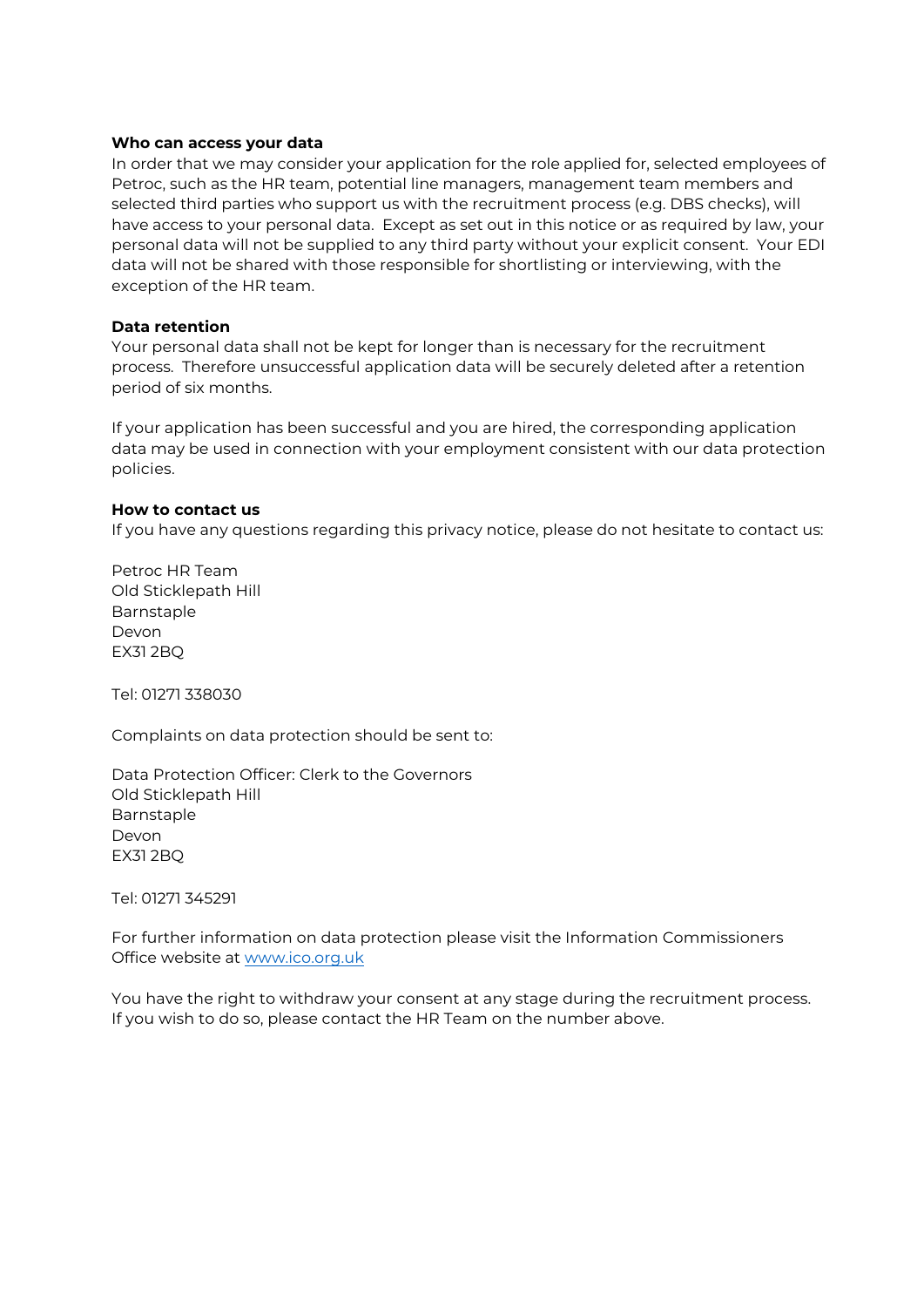**Who can access your data**

In order that we may consider your application for the role applied for, selected employees of Petroc, such as the HR team, potential line managers, management team members and selected third parties who support us with the recruitment process (e.g. DBS checks), will have access to your personal data. Except as set out in this notice or as required by law, your personal data will not be supplied to any third party without your explicit consent. Your EDI data will not be shared with those responsible for shortlisting or interviewing, with the exception of the HR team.

**Data retention**

Your personal data shall not be kept for longer than is necessary for the recruitment process. Therefore unsuccessful application data will be securely deleted after a retention period of six months.

If your application has been successful and you are hired, the corresponding application data may be used in connection with your employment consistent with our data protection policies.

**How to contact us**

If you have any questions regarding this privacy notice, please do not hesitate to contact us:

Petroc HR Team
Old Sticklepath Hill
Barnstaple
Devon
EX31 2BQ

Tel: 01271 338030

Complaints on data protection should be sent to:

Data Protection Officer: Clerk to the Governors
Old Sticklepath Hill
Barnstaple
Devon
EX31 2BQ

Tel: 01271 345291

For further information on data protection please visit the Information Commissioners Office website at [www.ico.org.uk](http://www.ico.org.uk)

You have the right to withdraw your consent at any stage during the recruitment process. If you wish to do so, please contact the HR Team on the number above.